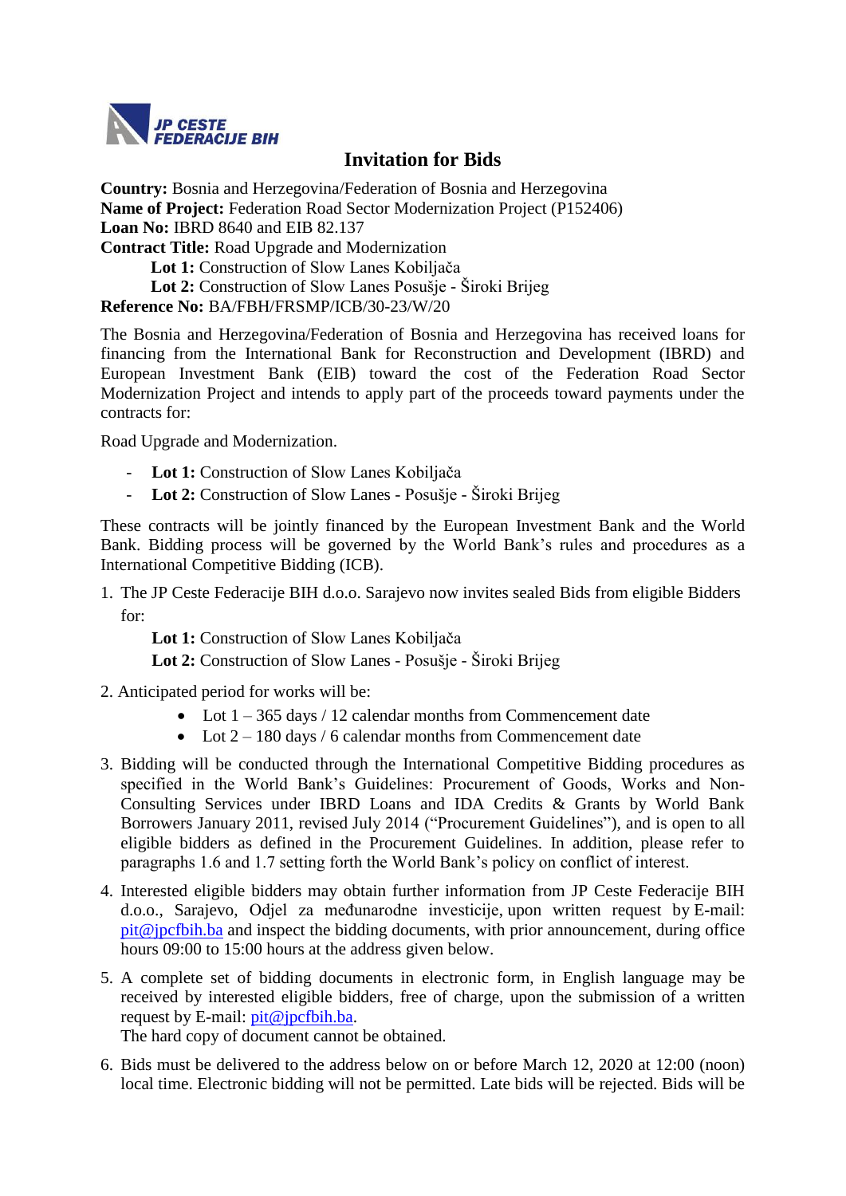JP CESTE FEDERACIJE BIH

# Invitation for Bids

**Country:** Bosnia and Herzegovina/Federation of Bosnia and Herzegovina
**Name of Project:** Federation Road Sector Modernization Project (P152406)
**Loan No:** IBRD 8640 and EIB 82.137
**Contract Title:** Road Upgrade and Modernization
  **Lot 1:** Construction of Slow Lanes Kobiljača
  **Lot 2:** Construction of Slow Lanes Posušje - Široki Brijeg
**Reference No:** BA/FBH/FRSMP/ICB/30-23/W/20

The Bosnia and Herzegovina/Federation of Bosnia and Herzegovina has received loans for financing from the International Bank for Reconstruction and Development (IBRD) and European Investment Bank (EIB) toward the cost of the Federation Road Sector Modernization Project and intends to apply part of the proceeds toward payments under the contracts for:

Road Upgrade and Modernization.

- **Lot 1:** Construction of Slow Lanes Kobiljača
- **Lot 2:** Construction of Slow Lanes - Posušje - Široki Brijeg

These contracts will be jointly financed by the European Investment Bank and the World Bank. Bidding process will be governed by the World Bank's rules and procedures as a International Competitive Bidding (ICB).

1. The JP Ceste Federacije BIH d.o.o. Sarajevo now invites sealed Bids from eligible Bidders for:

   **Lot 1:** Construction of Slow Lanes Kobiljača
   **Lot 2:** Construction of Slow Lanes - Posušje - Široki Brijeg

2. Anticipated period for works will be:
   - Lot 1 – 365 days / 12 calendar months from Commencement date
   - Lot 2 – 180 days / 6 calendar months from Commencement date

3. Bidding will be conducted through the International Competitive Bidding procedures as specified in the World Bank's Guidelines: Procurement of Goods, Works and Non-Consulting Services under IBRD Loans and IDA Credits & Grants by World Bank Borrowers January 2011, revised July 2014 ("Procurement Guidelines"), and is open to all eligible bidders as defined in the Procurement Guidelines. In addition, please refer to paragraphs 1.6 and 1.7 setting forth the World Bank's policy on conflict of interest.

4. Interested eligible bidders may obtain further information from JP Ceste Federacije BIH d.o.o., Sarajevo, Odjel za međunarodne investicije, upon written request by E-mail: pit@jpcfbih.ba and inspect the bidding documents, with prior announcement, during office hours 09:00 to 15:00 hours at the address given below.

5. A complete set of bidding documents in electronic form, in English language may be received by interested eligible bidders, free of charge, upon the submission of a written request by E-mail: pit@jpcfbih.ba.
   The hard copy of document cannot be obtained.

6. Bids must be delivered to the address below on or before March 12, 2020 at 12:00 (noon) local time. Electronic bidding will not be permitted. Late bids will be rejected. Bids will be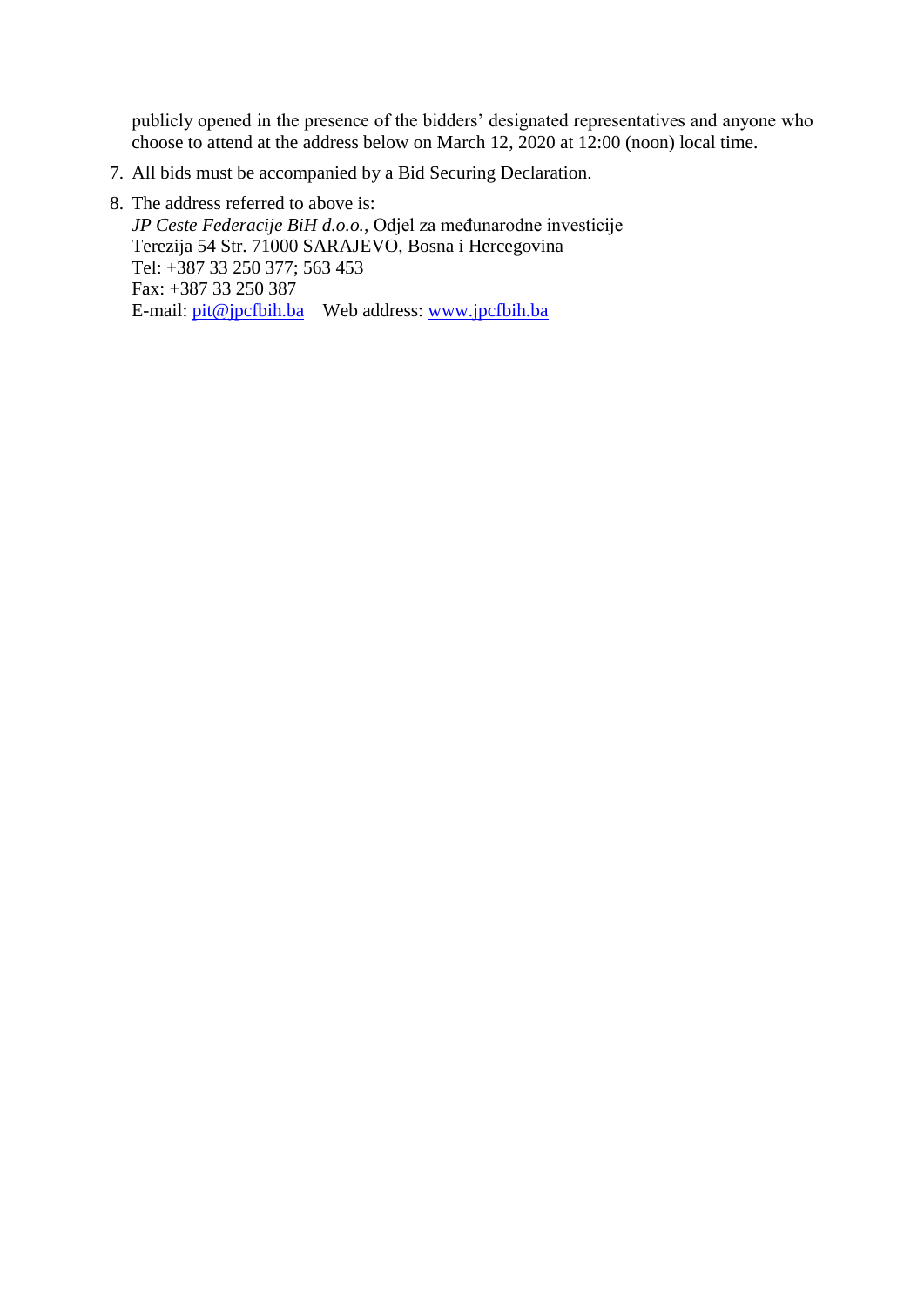publicly opened in the presence of the bidders' designated representatives and anyone who choose to attend at the address below on March 12, 2020 at 12:00 (noon) local time.

7. All bids must be accompanied by a Bid Securing Declaration.

8. The address referred to above is:
   *JP Ceste Federacije BiH d.o.o.*, Odjel za međunarodne investicije
   Terezija 54 Str. 71000 SARAJEVO, Bosna i Hercegovina
   Tel: +387 33 250 377; 563 453
   Fax: +387 33 250 387
   E-mail: pit@jpcfbih.ba Web address: www.jpcfbih.ba